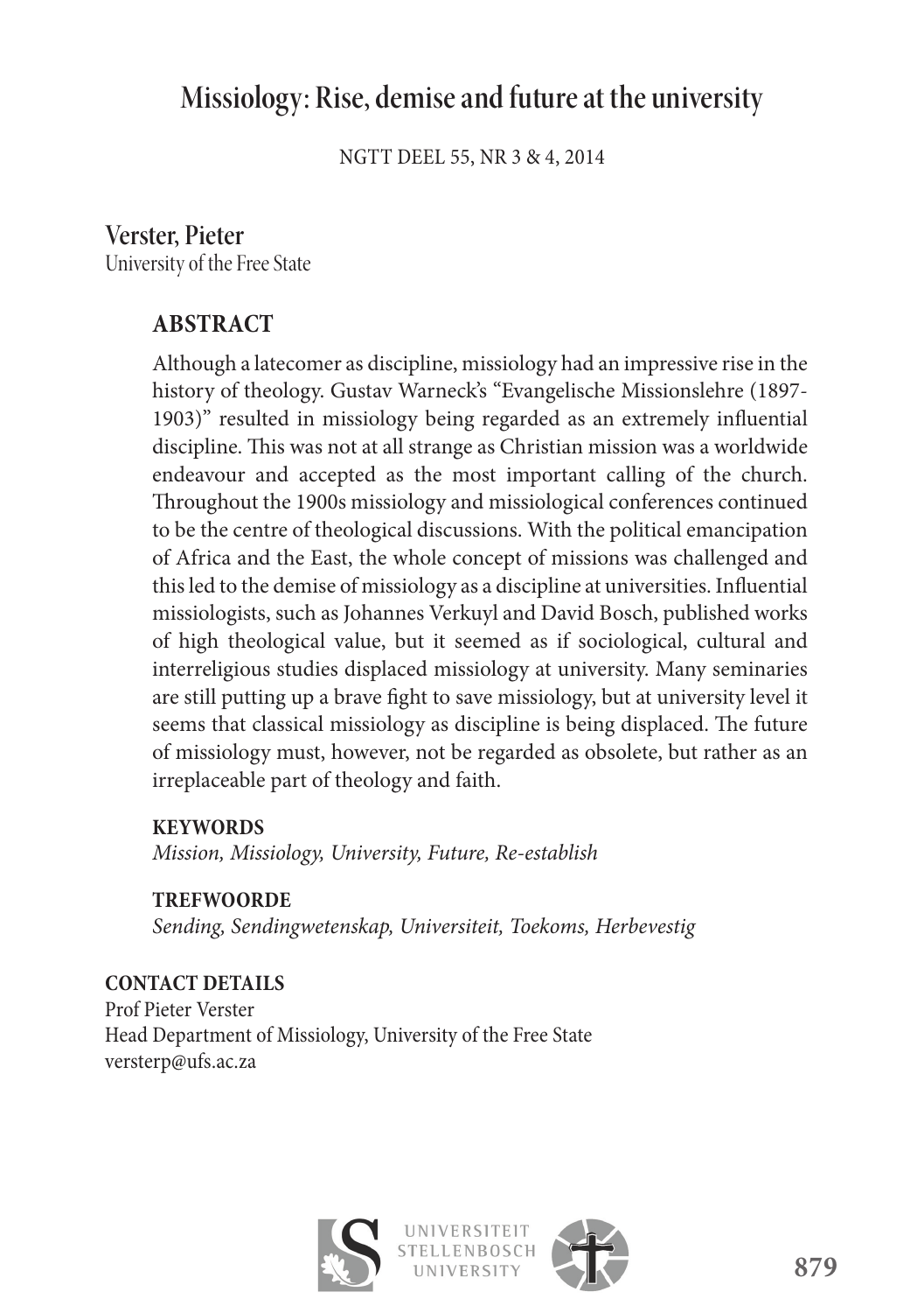# Missiology: Rise, demise and future at the university

NGTT DEEL 55, NR 3 & 4, 2014

Verster, Pieter
University of the Free State

## ABSTRACT

Although a latecomer as discipline, missiology had an impressive rise in the history of theology. Gustav Warneck's "Evangelische Missionslehre (1897-1903)" resulted in missiology being regarded as an extremely influential discipline. This was not at all strange as Christian mission was a worldwide endeavour and accepted as the most important calling of the church. Throughout the 1900s missiology and missiological conferences continued to be the centre of theological discussions. With the political emancipation of Africa and the East, the whole concept of missions was challenged and this led to the demise of missiology as a discipline at universities. Influential missiologists, such as Johannes Verkuyl and David Bosch, published works of high theological value, but it seemed as if sociological, cultural and interreligious studies displaced missiology at university. Many seminaries are still putting up a brave fight to save missiology, but at university level it seems that classical missiology as discipline is being displaced. The future of missiology must, however, not be regarded as obsolete, but rather as an irreplaceable part of theology and faith.

**KEYWORDS**
*Mission, Missiology, University, Future, Re-establish*

**TREFWOORDE**
*Sending, Sendingwetenskap, Universiteit, Toekoms, Herbevestig*

**CONTACT DETAILS**
Prof Pieter Verster
Head Department of Missiology, University of the Free State
versterp@ufs.ac.za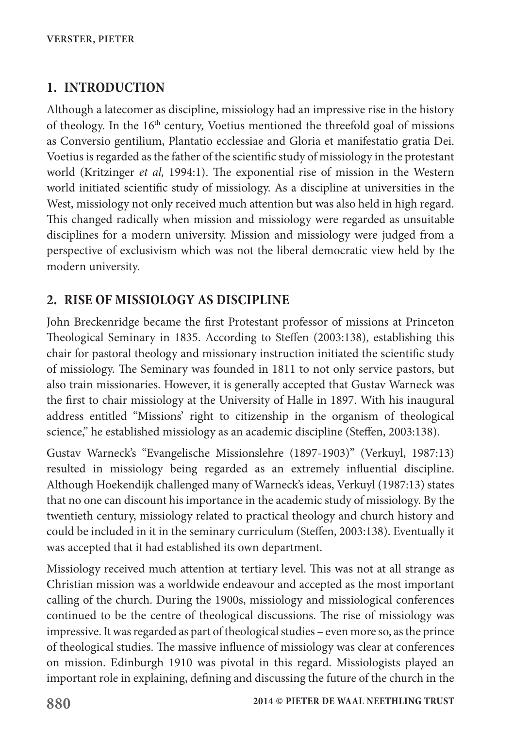## 1. INTRODUCTION

Although a latecomer as discipline, missiology had an impressive rise in the history of theology. In the 16th century, Voetius mentioned the threefold goal of missions as Conversio gentilium, Plantatio ecclessiae and Gloria et manifestatio gratia Dei. Voetius is regarded as the father of the scientific study of missiology in the protestant world (Kritzinger *et al,* 1994:1). The exponential rise of mission in the Western world initiated scientific study of missiology. As a discipline at universities in the West, missiology not only received much attention but was also held in high regard. This changed radically when mission and missiology were regarded as unsuitable disciplines for a modern university. Mission and missiology were judged from a perspective of exclusivism which was not the liberal democratic view held by the modern university.

## 2. RISE OF MISSIOLOGY AS DISCIPLINE

John Breckenridge became the first Protestant professor of missions at Princeton Theological Seminary in 1835. According to Steffen (2003:138), establishing this chair for pastoral theology and missionary instruction initiated the scientific study of missiology. The Seminary was founded in 1811 to not only service pastors, but also train missionaries. However, it is generally accepted that Gustav Warneck was the first to chair missiology at the University of Halle in 1897. With his inaugural address entitled "Missions' right to citizenship in the organism of theological science," he established missiology as an academic discipline (Steffen, 2003:138).

Gustav Warneck's "Evangelische Missionslehre (1897-1903)" (Verkuyl, 1987:13) resulted in missiology being regarded as an extremely influential discipline. Although Hoekendijk challenged many of Warneck's ideas, Verkuyl (1987:13) states that no one can discount his importance in the academic study of missiology. By the twentieth century, missiology related to practical theology and church history and could be included in it in the seminary curriculum (Steffen, 2003:138). Eventually it was accepted that it had established its own department.

Missiology received much attention at tertiary level. This was not at all strange as Christian mission was a worldwide endeavour and accepted as the most important calling of the church. During the 1900s, missiology and missiological conferences continued to be the centre of theological discussions. The rise of missiology was impressive. It was regarded as part of theological studies – even more so, as the prince of theological studies. The massive influence of missiology was clear at conferences on mission. Edinburgh 1910 was pivotal in this regard. Missiologists played an important role in explaining, defining and discussing the future of the church in the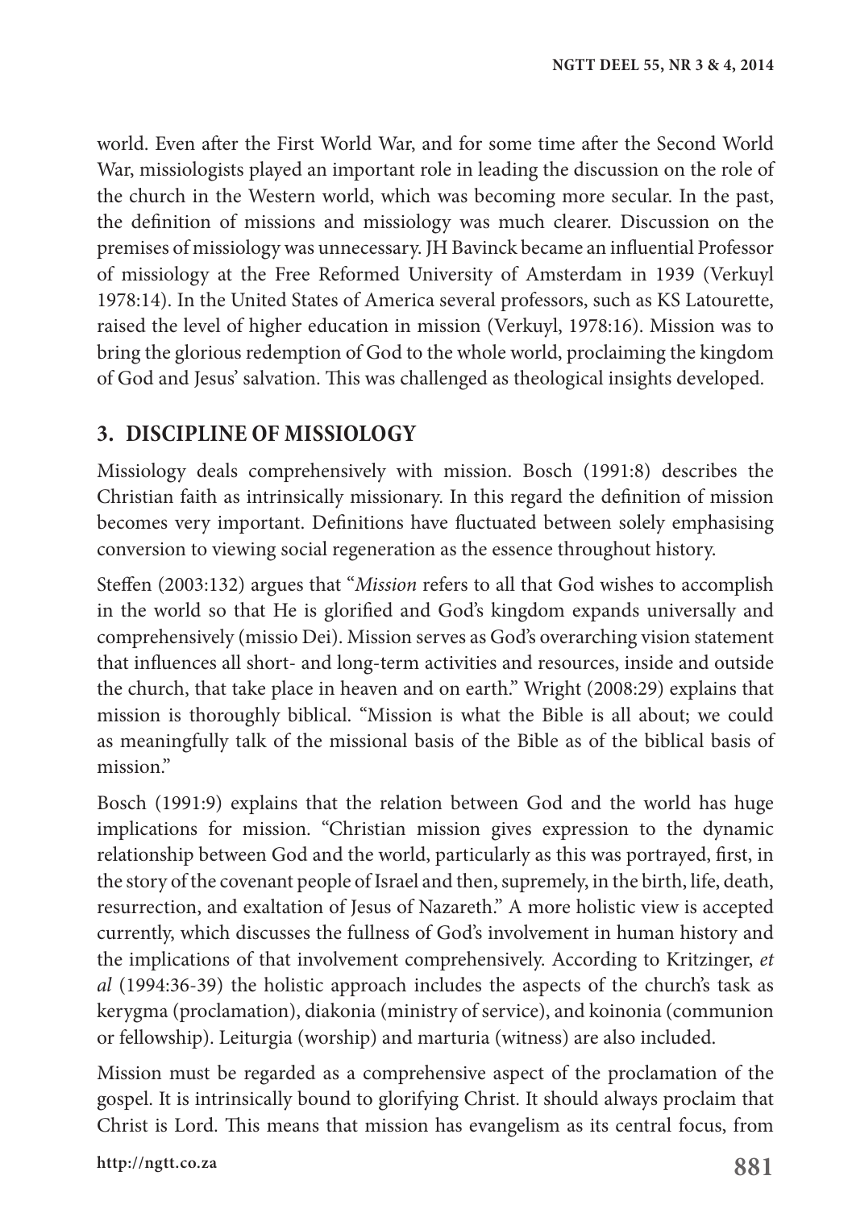world. Even after the First World War, and for some time after the Second World War, missiologists played an important role in leading the discussion on the role of the church in the Western world, which was becoming more secular. In the past, the definition of missions and missiology was much clearer. Discussion on the premises of missiology was unnecessary. JH Bavinck became an influential Professor of missiology at the Free Reformed University of Amsterdam in 1939 (Verkuyl 1978:14). In the United States of America several professors, such as KS Latourette, raised the level of higher education in mission (Verkuyl, 1978:16). Mission was to bring the glorious redemption of God to the whole world, proclaiming the kingdom of God and Jesus' salvation. This was challenged as theological insights developed.

## 3. DISCIPLINE OF MISSIOLOGY

Missiology deals comprehensively with mission. Bosch (1991:8) describes the Christian faith as intrinsically missionary. In this regard the definition of mission becomes very important. Definitions have fluctuated between solely emphasising conversion to viewing social regeneration as the essence throughout history.

Steffen (2003:132) argues that "*Mission* refers to all that God wishes to accomplish in the world so that He is glorified and God's kingdom expands universally and comprehensively (missio Dei). Mission serves as God's overarching vision statement that influences all short- and long-term activities and resources, inside and outside the church, that take place in heaven and on earth." Wright (2008:29) explains that mission is thoroughly biblical. "Mission is what the Bible is all about; we could as meaningfully talk of the missional basis of the Bible as of the biblical basis of mission."

Bosch (1991:9) explains that the relation between God and the world has huge implications for mission. "Christian mission gives expression to the dynamic relationship between God and the world, particularly as this was portrayed, first, in the story of the covenant people of Israel and then, supremely, in the birth, life, death, resurrection, and exaltation of Jesus of Nazareth." A more holistic view is accepted currently, which discusses the fullness of God's involvement in human history and the implications of that involvement comprehensively. According to Kritzinger, *et al* (1994:36-39) the holistic approach includes the aspects of the church's task as kerygma (proclamation), diakonia (ministry of service), and koinonia (communion or fellowship). Leiturgia (worship) and marturia (witness) are also included.

Mission must be regarded as a comprehensive aspect of the proclamation of the gospel. It is intrinsically bound to glorifying Christ. It should always proclaim that Christ is Lord. This means that mission has evangelism as its central focus, from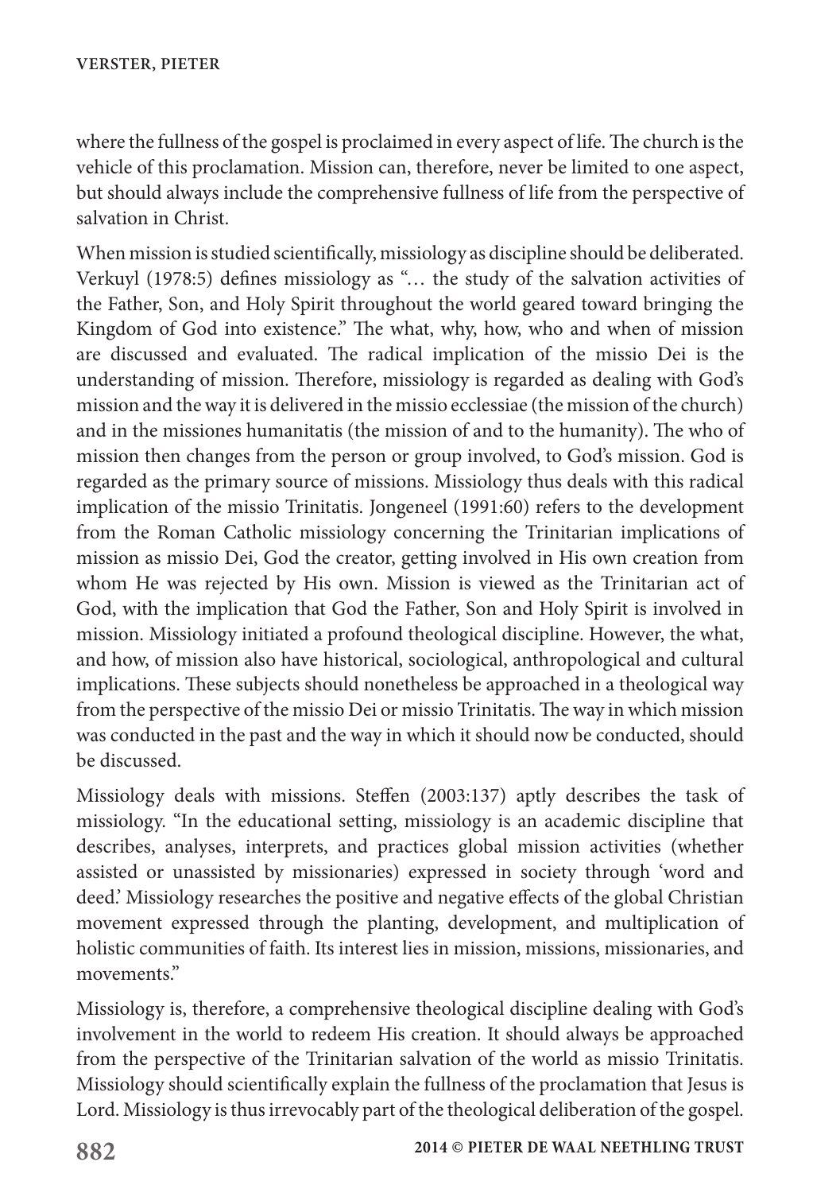where the fullness of the gospel is proclaimed in every aspect of life. The church is the vehicle of this proclamation. Mission can, therefore, never be limited to one aspect, but should always include the comprehensive fullness of life from the perspective of salvation in Christ.

When mission is studied scientifically, missiology as discipline should be deliberated. Verkuyl (1978:5) defines missiology as "… the study of the salvation activities of the Father, Son, and Holy Spirit throughout the world geared toward bringing the Kingdom of God into existence." The what, why, how, who and when of mission are discussed and evaluated. The radical implication of the missio Dei is the understanding of mission. Therefore, missiology is regarded as dealing with God's mission and the way it is delivered in the missio ecclessiae (the mission of the church) and in the missiones humanitatis (the mission of and to the humanity). The who of mission then changes from the person or group involved, to God's mission. God is regarded as the primary source of missions. Missiology thus deals with this radical implication of the missio Trinitatis. Jongeneel (1991:60) refers to the development from the Roman Catholic missiology concerning the Trinitarian implications of mission as missio Dei, God the creator, getting involved in His own creation from whom He was rejected by His own. Mission is viewed as the Trinitarian act of God, with the implication that God the Father, Son and Holy Spirit is involved in mission. Missiology initiated a profound theological discipline. However, the what, and how, of mission also have historical, sociological, anthropological and cultural implications. These subjects should nonetheless be approached in a theological way from the perspective of the missio Dei or missio Trinitatis. The way in which mission was conducted in the past and the way in which it should now be conducted, should be discussed.

Missiology deals with missions. Steffen (2003:137) aptly describes the task of missiology. "In the educational setting, missiology is an academic discipline that describes, analyses, interprets, and practices global mission activities (whether assisted or unassisted by missionaries) expressed in society through 'word and deed.' Missiology researches the positive and negative effects of the global Christian movement expressed through the planting, development, and multiplication of holistic communities of faith. Its interest lies in mission, missions, missionaries, and movements."

Missiology is, therefore, a comprehensive theological discipline dealing with God's involvement in the world to redeem His creation. It should always be approached from the perspective of the Trinitarian salvation of the world as missio Trinitatis. Missiology should scientifically explain the fullness of the proclamation that Jesus is Lord. Missiology is thus irrevocably part of the theological deliberation of the gospel.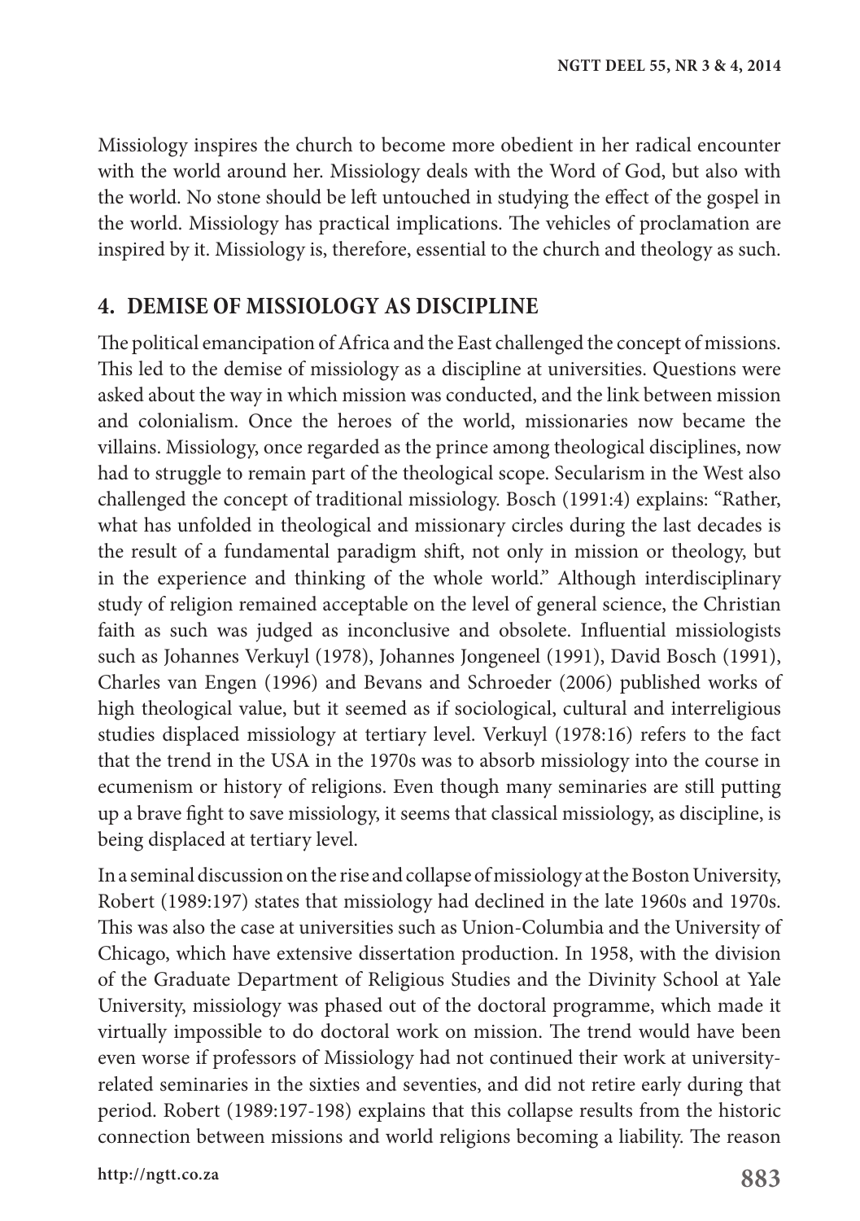Missiology inspires the church to become more obedient in her radical encounter with the world around her. Missiology deals with the Word of God, but also with the world. No stone should be left untouched in studying the effect of the gospel in the world. Missiology has practical implications. The vehicles of proclamation are inspired by it. Missiology is, therefore, essential to the church and theology as such.

## 4. DEMISE OF MISSIOLOGY AS DISCIPLINE

The political emancipation of Africa and the East challenged the concept of missions. This led to the demise of missiology as a discipline at universities. Questions were asked about the way in which mission was conducted, and the link between mission and colonialism. Once the heroes of the world, missionaries now became the villains. Missiology, once regarded as the prince among theological disciplines, now had to struggle to remain part of the theological scope. Secularism in the West also challenged the concept of traditional missiology. Bosch (1991:4) explains: "Rather, what has unfolded in theological and missionary circles during the last decades is the result of a fundamental paradigm shift, not only in mission or theology, but in the experience and thinking of the whole world." Although interdisciplinary study of religion remained acceptable on the level of general science, the Christian faith as such was judged as inconclusive and obsolete. Influential missiologists such as Johannes Verkuyl (1978), Johannes Jongeneel (1991), David Bosch (1991), Charles van Engen (1996) and Bevans and Schroeder (2006) published works of high theological value, but it seemed as if sociological, cultural and interreligious studies displaced missiology at tertiary level. Verkuyl (1978:16) refers to the fact that the trend in the USA in the 1970s was to absorb missiology into the course in ecumenism or history of religions. Even though many seminaries are still putting up a brave fight to save missiology, it seems that classical missiology, as discipline, is being displaced at tertiary level.

In a seminal discussion on the rise and collapse of missiology at the Boston University, Robert (1989:197) states that missiology had declined in the late 1960s and 1970s. This was also the case at universities such as Union-Columbia and the University of Chicago, which have extensive dissertation production. In 1958, with the division of the Graduate Department of Religious Studies and the Divinity School at Yale University, missiology was phased out of the doctoral programme, which made it virtually impossible to do doctoral work on mission. The trend would have been even worse if professors of Missiology had not continued their work at university-related seminaries in the sixties and seventies, and did not retire early during that period. Robert (1989:197-198) explains that this collapse results from the historic connection between missions and world religions becoming a liability. The reason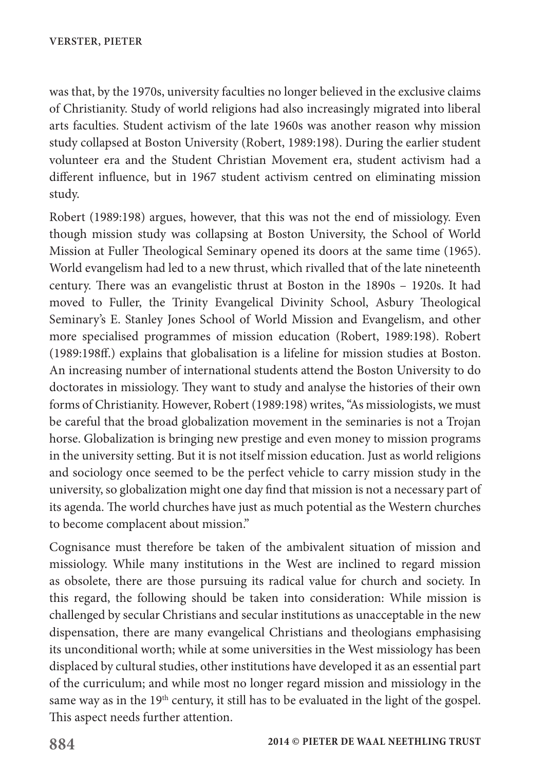was that, by the 1970s, university faculties no longer believed in the exclusive claims of Christianity. Study of world religions had also increasingly migrated into liberal arts faculties. Student activism of the late 1960s was another reason why mission study collapsed at Boston University (Robert, 1989:198). During the earlier student volunteer era and the Student Christian Movement era, student activism had a different influence, but in 1967 student activism centred on eliminating mission study.

Robert (1989:198) argues, however, that this was not the end of missiology. Even though mission study was collapsing at Boston University, the School of World Mission at Fuller Theological Seminary opened its doors at the same time (1965). World evangelism had led to a new thrust, which rivalled that of the late nineteenth century. There was an evangelistic thrust at Boston in the 1890s – 1920s. It had moved to Fuller, the Trinity Evangelical Divinity School, Asbury Theological Seminary's E. Stanley Jones School of World Mission and Evangelism, and other more specialised programmes of mission education (Robert, 1989:198). Robert (1989:198ff.) explains that globalisation is a lifeline for mission studies at Boston. An increasing number of international students attend the Boston University to do doctorates in missiology. They want to study and analyse the histories of their own forms of Christianity. However, Robert (1989:198) writes, "As missiologists, we must be careful that the broad globalization movement in the seminaries is not a Trojan horse. Globalization is bringing new prestige and even money to mission programs in the university setting. But it is not itself mission education. Just as world religions and sociology once seemed to be the perfect vehicle to carry mission study in the university, so globalization might one day find that mission is not a necessary part of its agenda. The world churches have just as much potential as the Western churches to become complacent about mission."

Cognisance must therefore be taken of the ambivalent situation of mission and missiology. While many institutions in the West are inclined to regard mission as obsolete, there are those pursuing its radical value for church and society. In this regard, the following should be taken into consideration: While mission is challenged by secular Christians and secular institutions as unacceptable in the new dispensation, there are many evangelical Christians and theologians emphasising its unconditional worth; while at some universities in the West missiology has been displaced by cultural studies, other institutions have developed it as an essential part of the curriculum; and while most no longer regard mission and missiology in the same way as in the 19th century, it still has to be evaluated in the light of the gospel. This aspect needs further attention.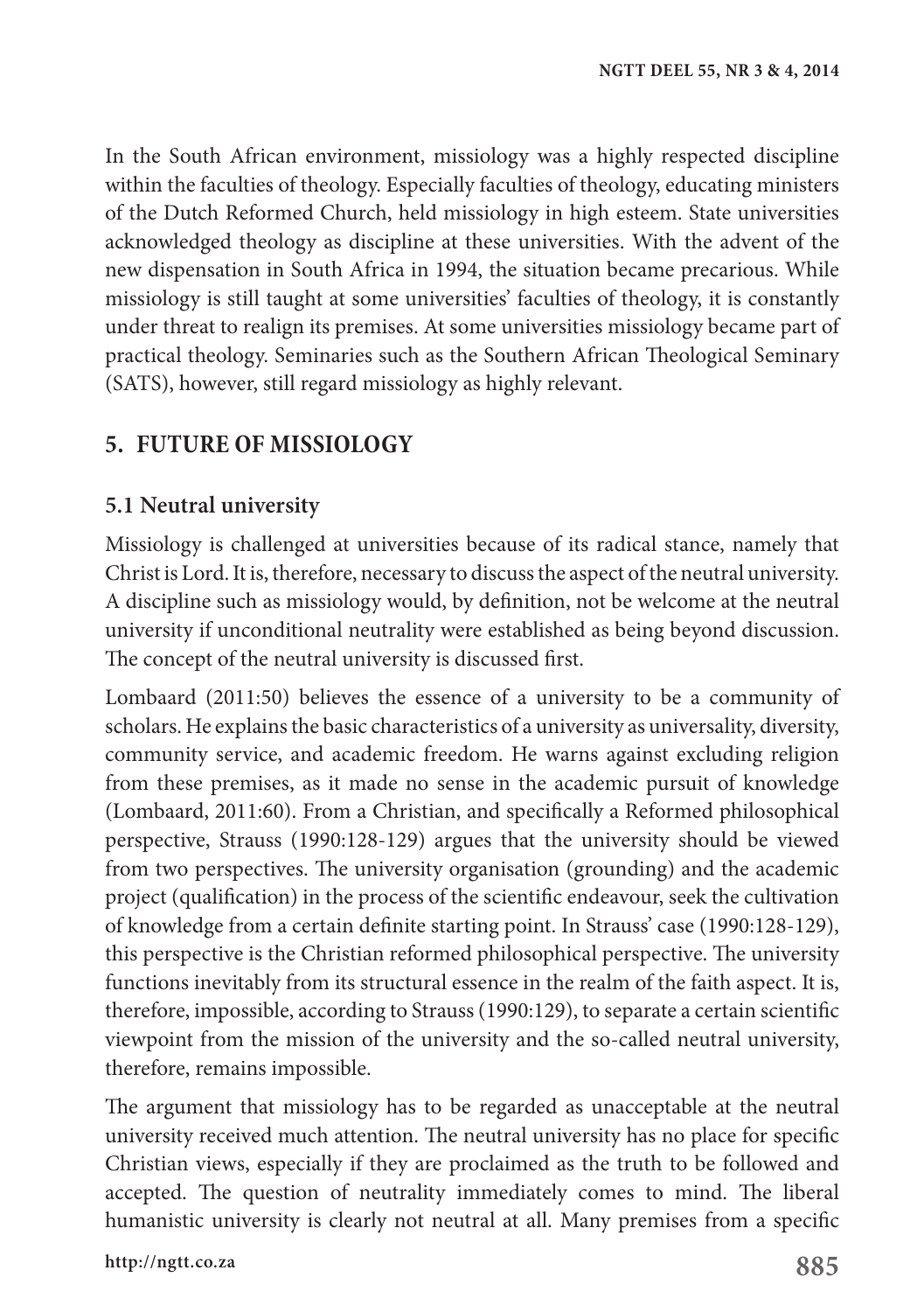In the South African environment, missiology was a highly respected discipline within the faculties of theology. Especially faculties of theology, educating ministers of the Dutch Reformed Church, held missiology in high esteem. State universities acknowledged theology as discipline at these universities. With the advent of the new dispensation in South Africa in 1994, the situation became precarious. While missiology is still taught at some universities' faculties of theology, it is constantly under threat to realign its premises. At some universities missiology became part of practical theology. Seminaries such as the Southern African Theological Seminary (SATS), however, still regard missiology as highly relevant.

## 5. FUTURE OF MISSIOLOGY

### 5.1 Neutral university

Missiology is challenged at universities because of its radical stance, namely that Christ is Lord. It is, therefore, necessary to discuss the aspect of the neutral university. A discipline such as missiology would, by definition, not be welcome at the neutral university if unconditional neutrality were established as being beyond discussion. The concept of the neutral university is discussed first.

Lombaard (2011:50) believes the essence of a university to be a community of scholars. He explains the basic characteristics of a university as universality, diversity, community service, and academic freedom. He warns against excluding religion from these premises, as it made no sense in the academic pursuit of knowledge (Lombaard, 2011:60). From a Christian, and specifically a Reformed philosophical perspective, Strauss (1990:128-129) argues that the university should be viewed from two perspectives. The university organisation (grounding) and the academic project (qualification) in the process of the scientific endeavour, seek the cultivation of knowledge from a certain definite starting point. In Strauss' case (1990:128-129), this perspective is the Christian reformed philosophical perspective. The university functions inevitably from its structural essence in the realm of the faith aspect. It is, therefore, impossible, according to Strauss (1990:129), to separate a certain scientific viewpoint from the mission of the university and the so-called neutral university, therefore, remains impossible.

The argument that missiology has to be regarded as unacceptable at the neutral university received much attention. The neutral university has no place for specific Christian views, especially if they are proclaimed as the truth to be followed and accepted. The question of neutrality immediately comes to mind. The liberal humanistic university is clearly not neutral at all. Many premises from a specific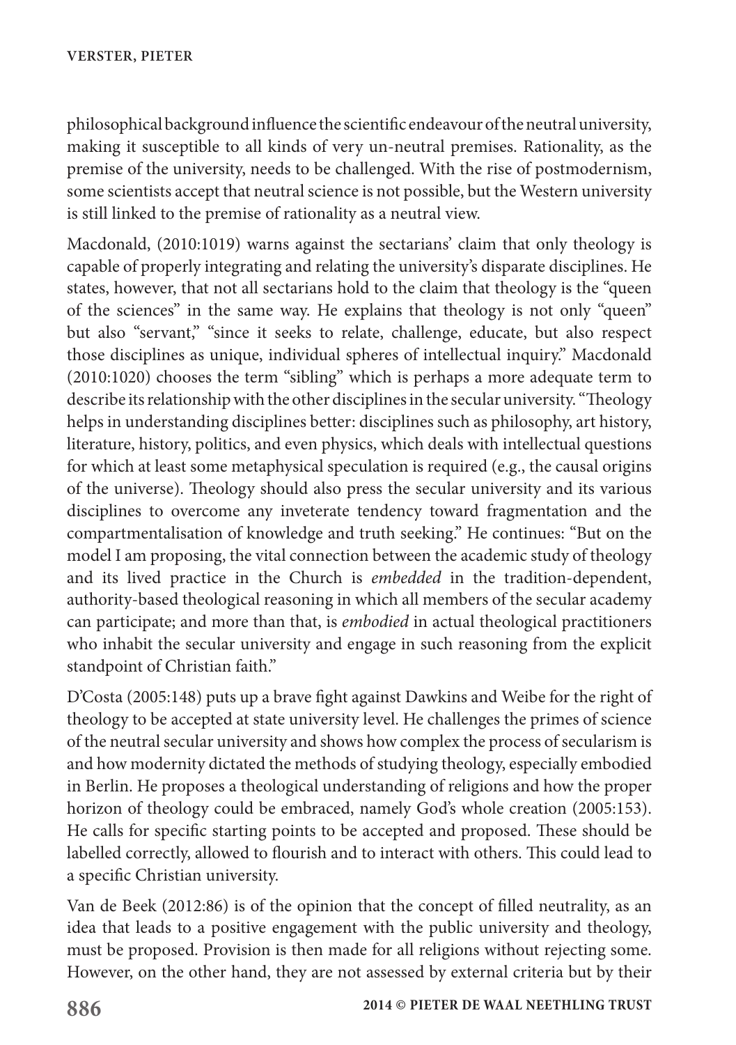philosophical background influence the scientific endeavour of the neutral university, making it susceptible to all kinds of very un-neutral premises. Rationality, as the premise of the university, needs to be challenged. With the rise of postmodernism, some scientists accept that neutral science is not possible, but the Western university is still linked to the premise of rationality as a neutral view.

Macdonald, (2010:1019) warns against the sectarians' claim that only theology is capable of properly integrating and relating the university's disparate disciplines. He states, however, that not all sectarians hold to the claim that theology is the "queen of the sciences" in the same way. He explains that theology is not only "queen" but also "servant," "since it seeks to relate, challenge, educate, but also respect those disciplines as unique, individual spheres of intellectual inquiry." Macdonald (2010:1020) chooses the term "sibling" which is perhaps a more adequate term to describe its relationship with the other disciplines in the secular university. "Theology helps in understanding disciplines better: disciplines such as philosophy, art history, literature, history, politics, and even physics, which deals with intellectual questions for which at least some metaphysical speculation is required (e.g., the causal origins of the universe). Theology should also press the secular university and its various disciplines to overcome any inveterate tendency toward fragmentation and the compartmentalisation of knowledge and truth seeking." He continues: "But on the model I am proposing, the vital connection between the academic study of theology and its lived practice in the Church is *embedded* in the tradition-dependent, authority-based theological reasoning in which all members of the secular academy can participate; and more than that, is *embodied* in actual theological practitioners who inhabit the secular university and engage in such reasoning from the explicit standpoint of Christian faith."

D'Costa (2005:148) puts up a brave fight against Dawkins and Weibe for the right of theology to be accepted at state university level. He challenges the primes of science of the neutral secular university and shows how complex the process of secularism is and how modernity dictated the methods of studying theology, especially embodied in Berlin. He proposes a theological understanding of religions and how the proper horizon of theology could be embraced, namely God's whole creation (2005:153). He calls for specific starting points to be accepted and proposed. These should be labelled correctly, allowed to flourish and to interact with others. This could lead to a specific Christian university.

Van de Beek (2012:86) is of the opinion that the concept of filled neutrality, as an idea that leads to a positive engagement with the public university and theology, must be proposed. Provision is then made for all religions without rejecting some. However, on the other hand, they are not assessed by external criteria but by their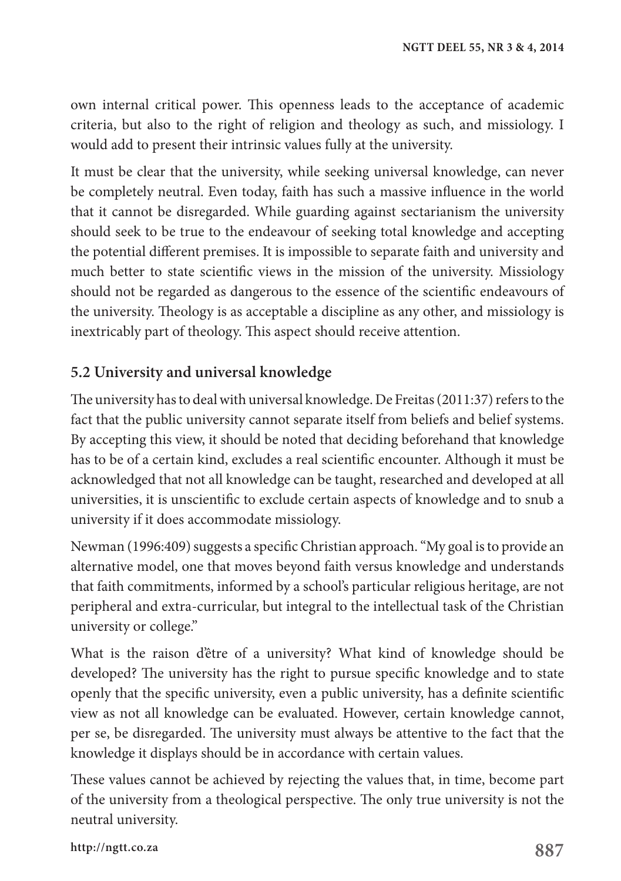own internal critical power. This openness leads to the acceptance of academic criteria, but also to the right of religion and theology as such, and missiology. I would add to present their intrinsic values fully at the university.

It must be clear that the university, while seeking universal knowledge, can never be completely neutral. Even today, faith has such a massive influence in the world that it cannot be disregarded. While guarding against sectarianism the university should seek to be true to the endeavour of seeking total knowledge and accepting the potential different premises. It is impossible to separate faith and university and much better to state scientific views in the mission of the university. Missiology should not be regarded as dangerous to the essence of the scientific endeavours of the university. Theology is as acceptable a discipline as any other, and missiology is inextricably part of theology. This aspect should receive attention.

## 5.2 University and universal knowledge

The university has to deal with universal knowledge. De Freitas (2011:37) refers to the fact that the public university cannot separate itself from beliefs and belief systems. By accepting this view, it should be noted that deciding beforehand that knowledge has to be of a certain kind, excludes a real scientific encounter. Although it must be acknowledged that not all knowledge can be taught, researched and developed at all universities, it is unscientific to exclude certain aspects of knowledge and to snub a university if it does accommodate missiology.

Newman (1996:409) suggests a specific Christian approach. "My goal is to provide an alternative model, one that moves beyond faith versus knowledge and understands that faith commitments, informed by a school's particular religious heritage, are not peripheral and extra-curricular, but integral to the intellectual task of the Christian university or college."

What is the raison d'être of a university? What kind of knowledge should be developed? The university has the right to pursue specific knowledge and to state openly that the specific university, even a public university, has a definite scientific view as not all knowledge can be evaluated. However, certain knowledge cannot, per se, be disregarded. The university must always be attentive to the fact that the knowledge it displays should be in accordance with certain values.

These values cannot be achieved by rejecting the values that, in time, become part of the university from a theological perspective. The only true university is not the neutral university.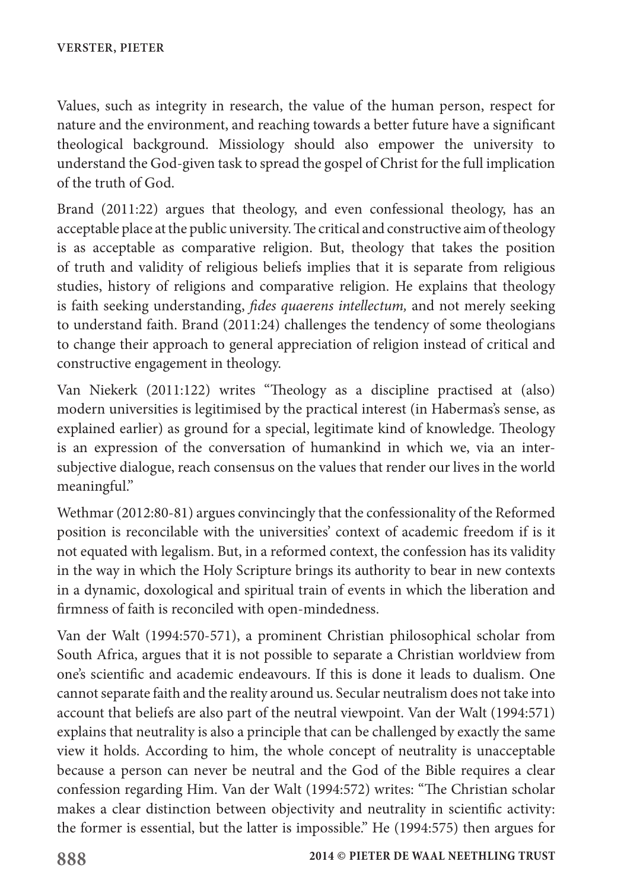Values, such as integrity in research, the value of the human person, respect for nature and the environment, and reaching towards a better future have a significant theological background. Missiology should also empower the university to understand the God-given task to spread the gospel of Christ for the full implication of the truth of God.

Brand (2011:22) argues that theology, and even confessional theology, has an acceptable place at the public university. The critical and constructive aim of theology is as acceptable as comparative religion. But, theology that takes the position of truth and validity of religious beliefs implies that it is separate from religious studies, history of religions and comparative religion. He explains that theology is faith seeking understanding, *fides quaerens intellectum,* and not merely seeking to understand faith. Brand (2011:24) challenges the tendency of some theologians to change their approach to general appreciation of religion instead of critical and constructive engagement in theology.

Van Niekerk (2011:122) writes "Theology as a discipline practised at (also) modern universities is legitimised by the practical interest (in Habermas's sense, as explained earlier) as ground for a special, legitimate kind of knowledge. Theology is an expression of the conversation of humankind in which we, via an inter-subjective dialogue, reach consensus on the values that render our lives in the world meaningful."

Wethmar (2012:80-81) argues convincingly that the confessionality of the Reformed position is reconcilable with the universities' context of academic freedom if is it not equated with legalism. But, in a reformed context, the confession has its validity in the way in which the Holy Scripture brings its authority to bear in new contexts in a dynamic, doxological and spiritual train of events in which the liberation and firmness of faith is reconciled with open-mindedness.

Van der Walt (1994:570-571), a prominent Christian philosophical scholar from South Africa, argues that it is not possible to separate a Christian worldview from one's scientific and academic endeavours. If this is done it leads to dualism. One cannot separate faith and the reality around us. Secular neutralism does not take into account that beliefs are also part of the neutral viewpoint. Van der Walt (1994:571) explains that neutrality is also a principle that can be challenged by exactly the same view it holds. According to him, the whole concept of neutrality is unacceptable because a person can never be neutral and the God of the Bible requires a clear confession regarding Him. Van der Walt (1994:572) writes: "The Christian scholar makes a clear distinction between objectivity and neutrality in scientific activity: the former is essential, but the latter is impossible." He (1994:575) then argues for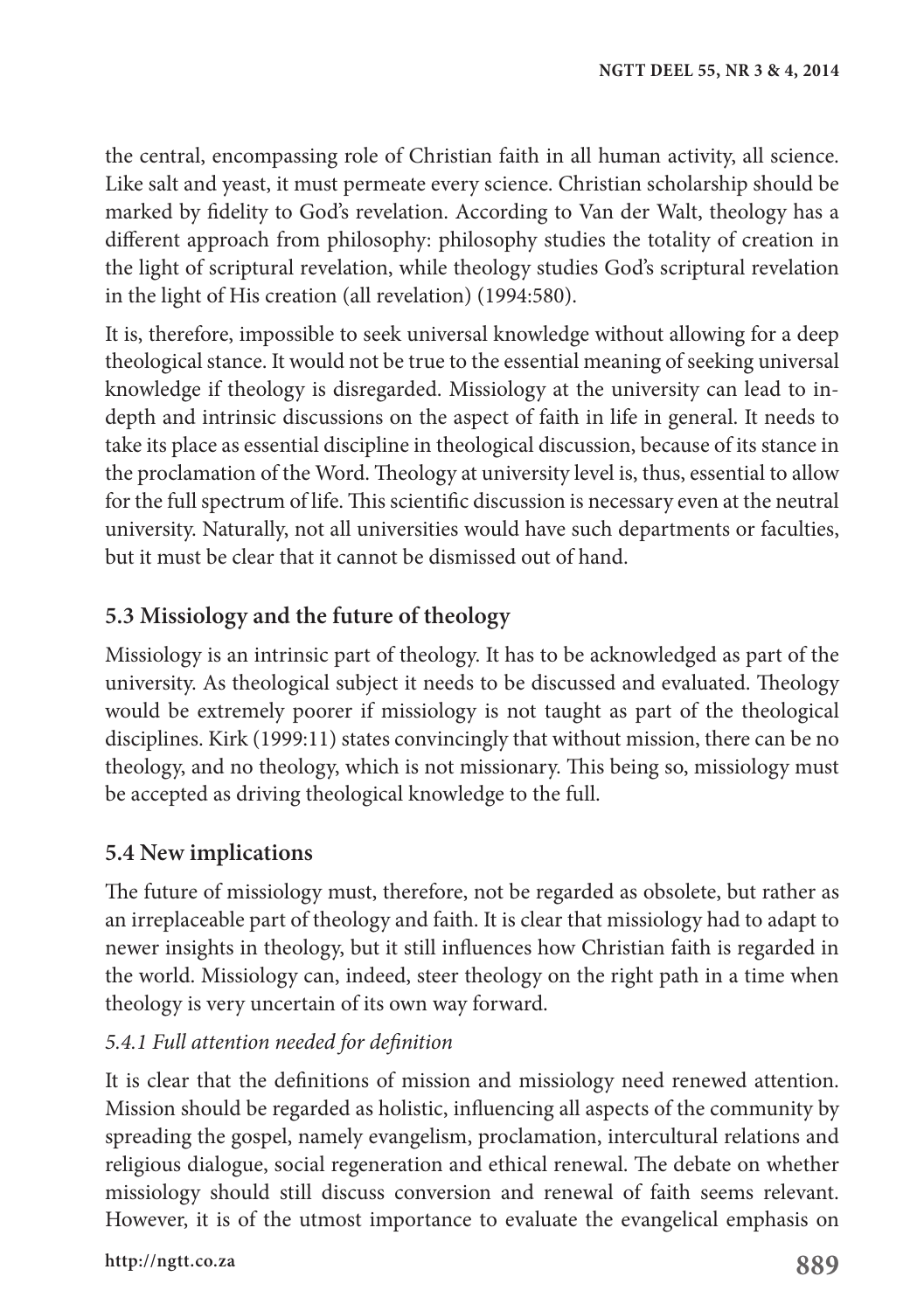the central, encompassing role of Christian faith in all human activity, all science. Like salt and yeast, it must permeate every science. Christian scholarship should be marked by fidelity to God's revelation. According to Van der Walt, theology has a different approach from philosophy: philosophy studies the totality of creation in the light of scriptural revelation, while theology studies God's scriptural revelation in the light of His creation (all revelation) (1994:580).

It is, therefore, impossible to seek universal knowledge without allowing for a deep theological stance. It would not be true to the essential meaning of seeking universal knowledge if theology is disregarded. Missiology at the university can lead to in-depth and intrinsic discussions on the aspect of faith in life in general. It needs to take its place as essential discipline in theological discussion, because of its stance in the proclamation of the Word. Theology at university level is, thus, essential to allow for the full spectrum of life. This scientific discussion is necessary even at the neutral university. Naturally, not all universities would have such departments or faculties, but it must be clear that it cannot be dismissed out of hand.

### 5.3 Missiology and the future of theology

Missiology is an intrinsic part of theology. It has to be acknowledged as part of the university. As theological subject it needs to be discussed and evaluated. Theology would be extremely poorer if missiology is not taught as part of the theological disciplines. Kirk (1999:11) states convincingly that without mission, there can be no theology, and no theology, which is not missionary. This being so, missiology must be accepted as driving theological knowledge to the full.

### 5.4 New implications

The future of missiology must, therefore, not be regarded as obsolete, but rather as an irreplaceable part of theology and faith. It is clear that missiology had to adapt to newer insights in theology, but it still influences how Christian faith is regarded in the world. Missiology can, indeed, steer theology on the right path in a time when theology is very uncertain of its own way forward.

#### *5.4.1 Full attention needed for definition*

It is clear that the definitions of mission and missiology need renewed attention. Mission should be regarded as holistic, influencing all aspects of the community by spreading the gospel, namely evangelism, proclamation, intercultural relations and religious dialogue, social regeneration and ethical renewal. The debate on whether missiology should still discuss conversion and renewal of faith seems relevant. However, it is of the utmost importance to evaluate the evangelical emphasis on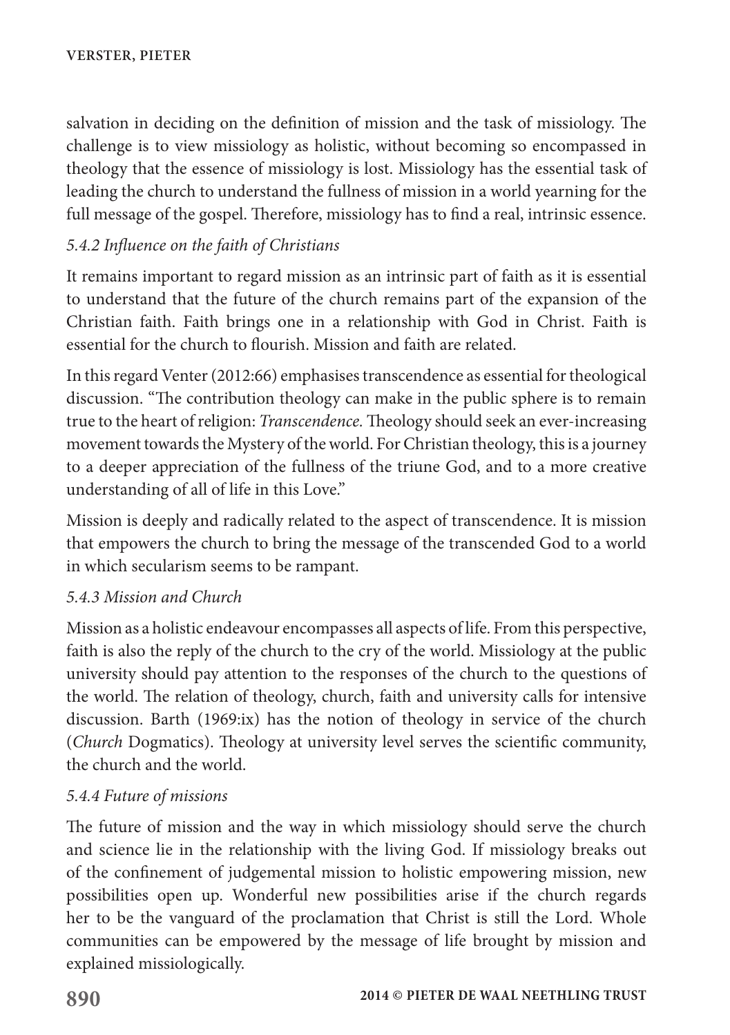salvation in deciding on the definition of mission and the task of missiology. The challenge is to view missiology as holistic, without becoming so encompassed in theology that the essence of missiology is lost. Missiology has the essential task of leading the church to understand the fullness of mission in a world yearning for the full message of the gospel. Therefore, missiology has to find a real, intrinsic essence.

#### *5.4.2 Influence on the faith of Christians*

It remains important to regard mission as an intrinsic part of faith as it is essential to understand that the future of the church remains part of the expansion of the Christian faith. Faith brings one in a relationship with God in Christ. Faith is essential for the church to flourish. Mission and faith are related.

In this regard Venter (2012:66) emphasises transcendence as essential for theological discussion. "The contribution theology can make in the public sphere is to remain true to the heart of religion: *Transcendence.* Theology should seek an ever-increasing movement towards the Mystery of the world. For Christian theology, this is a journey to a deeper appreciation of the fullness of the triune God, and to a more creative understanding of all of life in this Love."

Mission is deeply and radically related to the aspect of transcendence. It is mission that empowers the church to bring the message of the transcended God to a world in which secularism seems to be rampant.

#### *5.4.3 Mission and Church*

Mission as a holistic endeavour encompasses all aspects of life. From this perspective, faith is also the reply of the church to the cry of the world. Missiology at the public university should pay attention to the responses of the church to the questions of the world. The relation of theology, church, faith and university calls for intensive discussion. Barth (1969:ix) has the notion of theology in service of the church (*Church* Dogmatics). Theology at university level serves the scientific community, the church and the world.

#### *5.4.4 Future of missions*

The future of mission and the way in which missiology should serve the church and science lie in the relationship with the living God. If missiology breaks out of the confinement of judgemental mission to holistic empowering mission, new possibilities open up. Wonderful new possibilities arise if the church regards her to be the vanguard of the proclamation that Christ is still the Lord. Whole communities can be empowered by the message of life brought by mission and explained missiologically.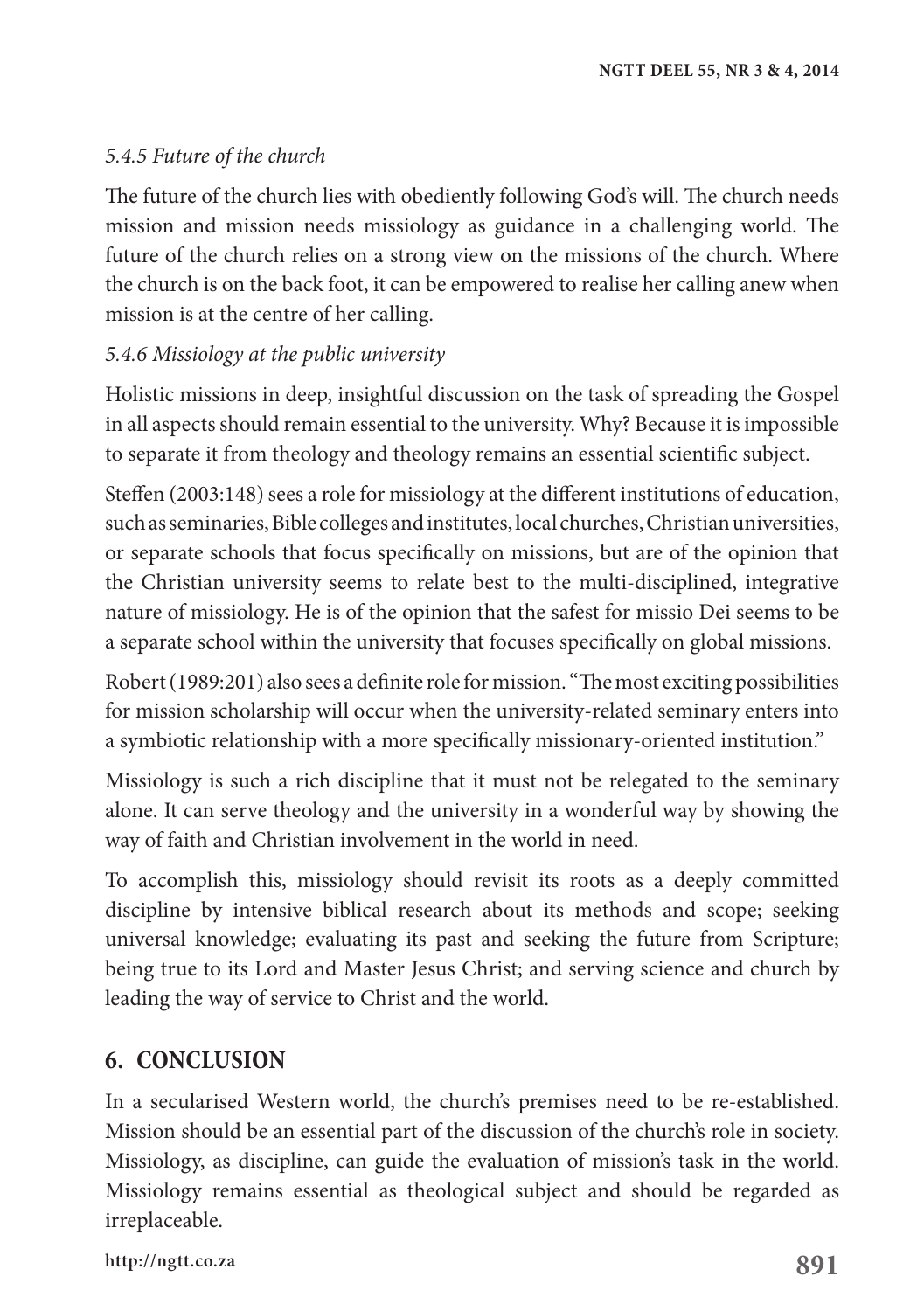#### *5.4.5 Future of the church*

The future of the church lies with obediently following God's will. The church needs mission and mission needs missiology as guidance in a challenging world. The future of the church relies on a strong view on the missions of the church. Where the church is on the back foot, it can be empowered to realise her calling anew when mission is at the centre of her calling.

#### *5.4.6 Missiology at the public university*

Holistic missions in deep, insightful discussion on the task of spreading the Gospel in all aspects should remain essential to the university. Why? Because it is impossible to separate it from theology and theology remains an essential scientific subject.

Steffen (2003:148) sees a role for missiology at the different institutions of education, such as seminaries, Bible colleges and institutes, local churches, Christian universities, or separate schools that focus specifically on missions, but are of the opinion that the Christian university seems to relate best to the multi-disciplined, integrative nature of missiology. He is of the opinion that the safest for missio Dei seems to be a separate school within the university that focuses specifically on global missions.

Robert (1989:201) also sees a definite role for mission. "The most exciting possibilities for mission scholarship will occur when the university-related seminary enters into a symbiotic relationship with a more specifically missionary-oriented institution."

Missiology is such a rich discipline that it must not be relegated to the seminary alone. It can serve theology and the university in a wonderful way by showing the way of faith and Christian involvement in the world in need.

To accomplish this, missiology should revisit its roots as a deeply committed discipline by intensive biblical research about its methods and scope; seeking universal knowledge; evaluating its past and seeking the future from Scripture; being true to its Lord and Master Jesus Christ; and serving science and church by leading the way of service to Christ and the world.

## 6. CONCLUSION

In a secularised Western world, the church's premises need to be re-established. Mission should be an essential part of the discussion of the church's role in society. Missiology, as discipline, can guide the evaluation of mission's task in the world. Missiology remains essential as theological subject and should be regarded as irreplaceable.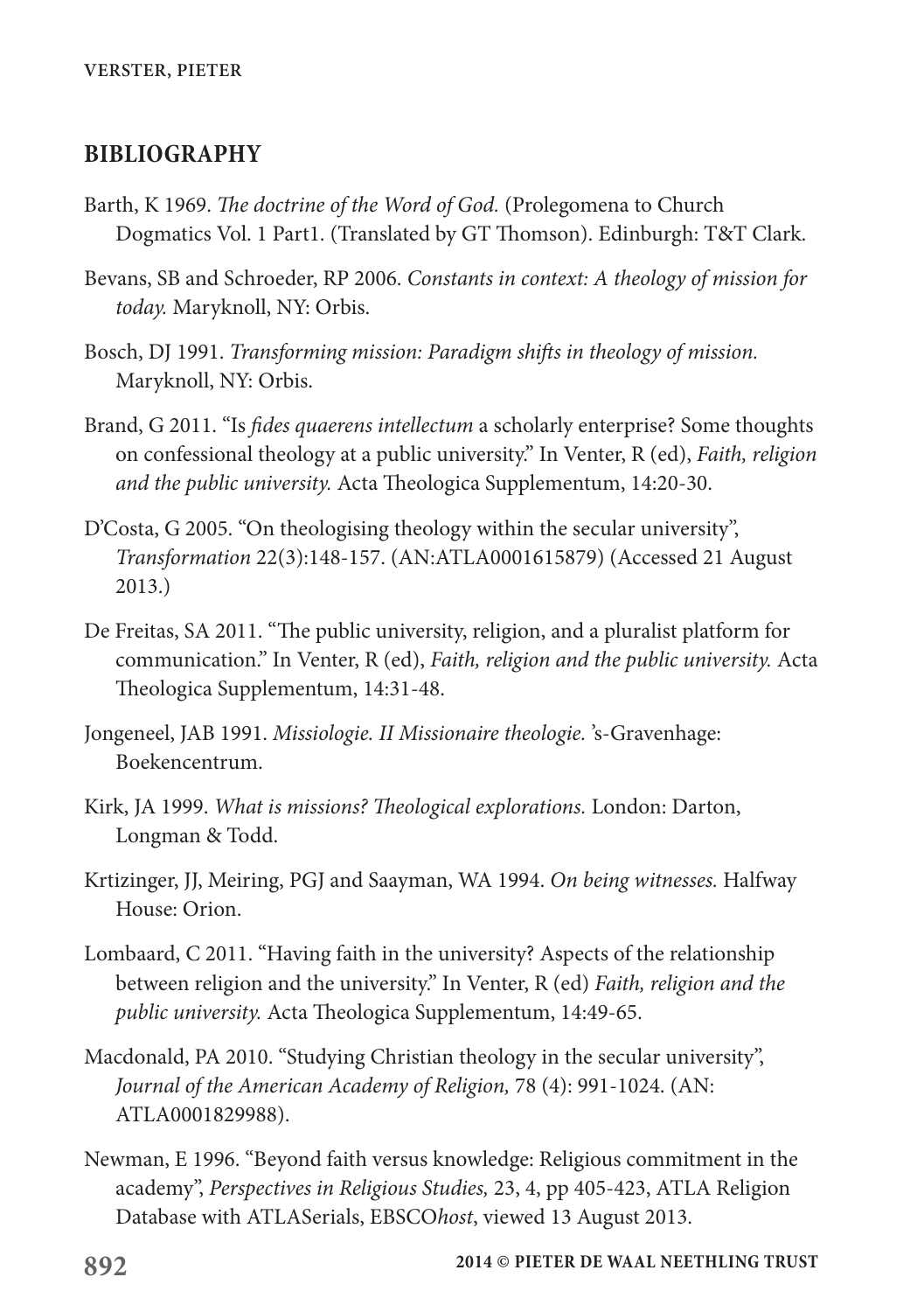## BIBLIOGRAPHY

Barth, K 1969. *The doctrine of the Word of God.* (Prolegomena to Church Dogmatics Vol. 1 Part1. (Translated by GT Thomson). Edinburgh: T&T Clark.

Bevans, SB and Schroeder, RP 2006. *Constants in context: A theology of mission for today.* Maryknoll, NY: Orbis.

Bosch, DJ 1991. *Transforming mission: Paradigm shifts in theology of mission.* Maryknoll, NY: Orbis.

Brand, G 2011. "Is *fides quaerens intellectum* a scholarly enterprise? Some thoughts on confessional theology at a public university." In Venter, R (ed), *Faith, religion and the public university.* Acta Theologica Supplementum, 14:20-30.

D'Costa, G 2005. "On theologising theology within the secular university", *Transformation* 22(3):148-157. (AN:ATLA0001615879) (Accessed 21 August 2013.)

De Freitas, SA 2011. "The public university, religion, and a pluralist platform for communication." In Venter, R (ed), *Faith, religion and the public university.* Acta Theologica Supplementum, 14:31-48.

Jongeneel, JAB 1991. *Missiologie. II Missionaire theologie.* 's-Gravenhage: Boekencentrum.

Kirk, JA 1999. *What is missions? Theological explorations.* London: Darton, Longman & Todd.

Krtizinger, JJ, Meiring, PGJ and Saayman, WA 1994. *On being witnesses.* Halfway House: Orion.

Lombaard, C 2011. "Having faith in the university? Aspects of the relationship between religion and the university." In Venter, R (ed) *Faith, religion and the public university.* Acta Theologica Supplementum, 14:49-65.

Macdonald, PA 2010. "Studying Christian theology in the secular university", *Journal of the American Academy of Religion,* 78 (4): 991-1024. (AN: ATLA0001829988).

Newman, E 1996. "Beyond faith versus knowledge: Religious commitment in the academy", *Perspectives in Religious Studies,* 23, 4, pp 405-423, ATLA Religion Database with ATLASerials, EBSCO*host*, viewed 13 August 2013.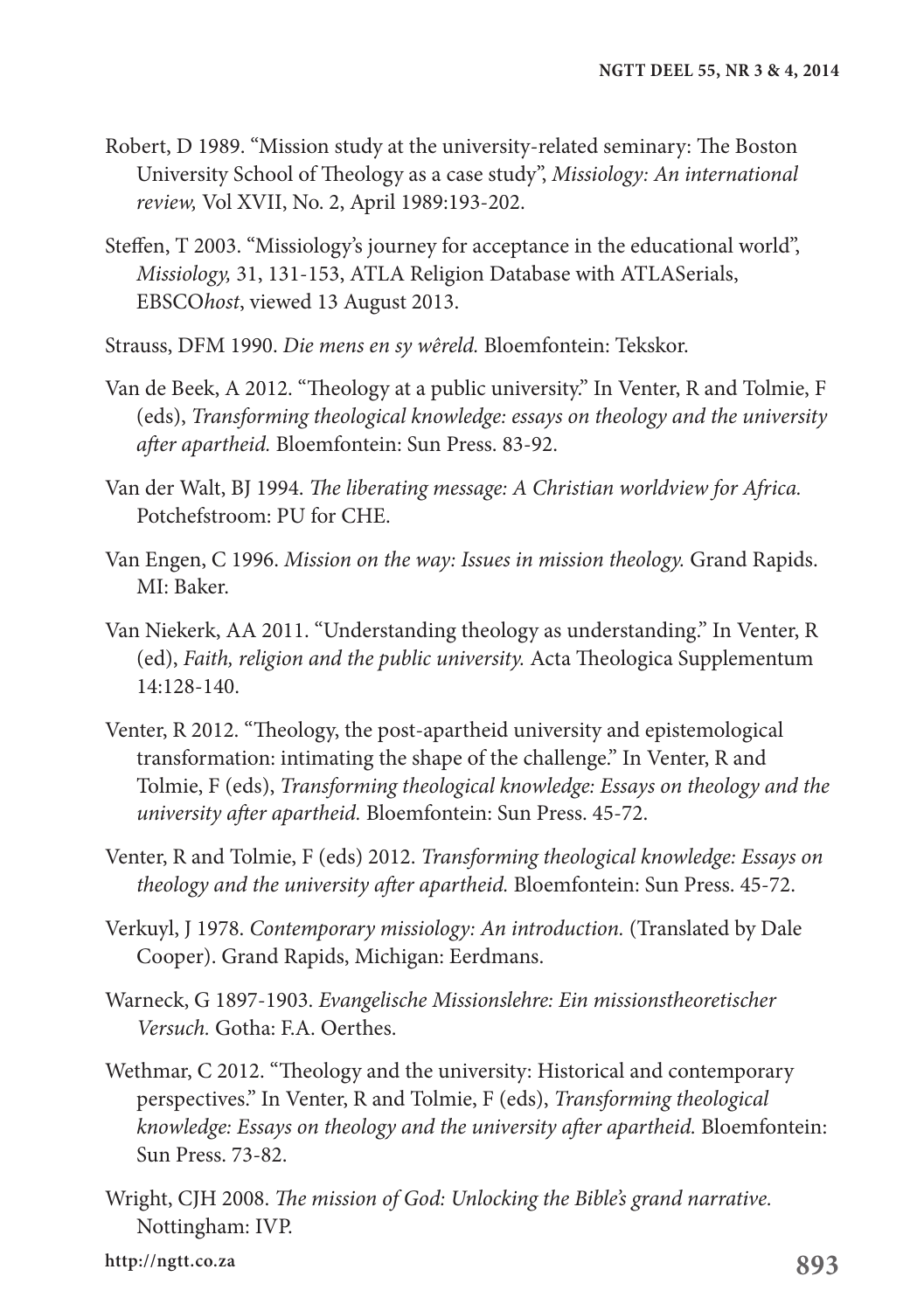Robert, D 1989. "Mission study at the university-related seminary: The Boston University School of Theology as a case study", *Missiology: An international review,* Vol XVII, No. 2, April 1989:193-202.

Steffen, T 2003. "Missiology's journey for acceptance in the educational world", *Missiology,* 31, 131-153, ATLA Religion Database with ATLASerials, EBSCO*host*, viewed 13 August 2013.

Strauss, DFM 1990. *Die mens en sy wêreld.* Bloemfontein: Tekskor.

Van de Beek, A 2012. "Theology at a public university." In Venter, R and Tolmie, F (eds), *Transforming theological knowledge: essays on theology and the university after apartheid.* Bloemfontein: Sun Press. 83-92.

Van der Walt, BJ 1994. *The liberating message: A Christian worldview for Africa.* Potchefstroom: PU for CHE.

Van Engen, C 1996. *Mission on the way: Issues in mission theology.* Grand Rapids. MI: Baker.

Van Niekerk, AA 2011. "Understanding theology as understanding." In Venter, R (ed), *Faith, religion and the public university.* Acta Theologica Supplementum 14:128-140.

Venter, R 2012. "Theology, the post-apartheid university and epistemological transformation: intimating the shape of the challenge." In Venter, R and Tolmie, F (eds), *Transforming theological knowledge: Essays on theology and the university after apartheid.* Bloemfontein: Sun Press. 45-72.

Venter, R and Tolmie, F (eds) 2012. *Transforming theological knowledge: Essays on theology and the university after apartheid.* Bloemfontein: Sun Press. 45-72.

Verkuyl, J 1978. *Contemporary missiology: An introduction.* (Translated by Dale Cooper). Grand Rapids, Michigan: Eerdmans.

Warneck, G 1897-1903. *Evangelische Missionslehre: Ein missionstheoretischer Versuch.* Gotha: F.A. Oerthes.

Wethmar, C 2012. "Theology and the university: Historical and contemporary perspectives." In Venter, R and Tolmie, F (eds), *Transforming theological knowledge: Essays on theology and the university after apartheid.* Bloemfontein: Sun Press. 73-82.

Wright, CJH 2008. *The mission of God: Unlocking the Bible's grand narrative.* Nottingham: IVP.